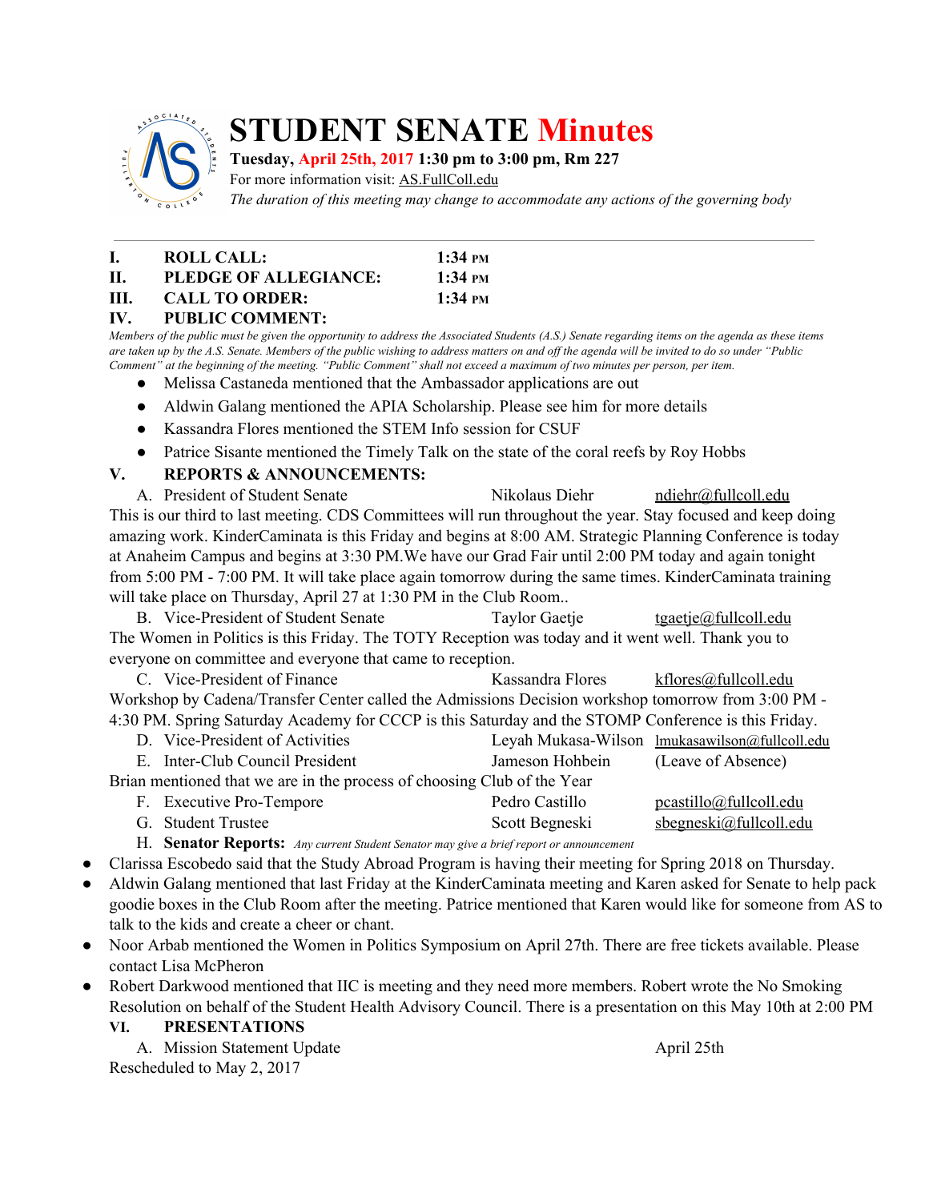# STUDENT SENATE Minutes

**Tuesday, April 25th, 2017 1:30 pm to 3:00 pm, Rm 227**

For more information visit: AS.FullColl.edu

*The duration of this meeting may change to accommodate any actions of the governing body*

---

**I. ROLL CALL:** 1:34 PM

**II. PLEDGE OF ALLEGIANCE:** 1:34 PM

**III. CALL TO ORDER:** 1:34 PM

**IV. PUBLIC COMMENT:**

*Members of the public must be given the opportunity to address the Associated Students (A.S.) Senate regarding items on the agenda as these items are taken up by the A.S. Senate. Members of the public wishing to address matters on and off the agenda will be invited to do so under "Public Comment" at the beginning of the meeting. "Public Comment" shall not exceed a maximum of two minutes per person, per item.*

- Melissa Castaneda mentioned that the Ambassador applications are out
- Aldwin Galang mentioned the APIA Scholarship. Please see him for more details
- Kassandra Flores mentioned the STEM Info session for CSUF
- Patrice Sisante mentioned the Timely Talk on the state of the coral reefs by Roy Hobbs

**V. REPORTS & ANNOUNCEMENTS:**

A. President of Student Senate — Nikolaus Diehr — ndiehr@fullcoll.edu

This is our third to last meeting. CDS Committees will run throughout the year. Stay focused and keep doing amazing work. KinderCaminata is this Friday and begins at 8:00 AM. Strategic Planning Conference is today at Anaheim Campus and begins at 3:30 PM.We have our Grad Fair until 2:00 PM today and again tonight from 5:00 PM - 7:00 PM. It will take place again tomorrow during the same times. KinderCaminata training will take place on Thursday, April 27 at 1:30 PM in the Club Room..

B. Vice-President of Student Senate — Taylor Gaetje — tgaetje@fullcoll.edu

The Women in Politics is this Friday. The TOTY Reception was today and it went well. Thank you to everyone on committee and everyone that came to reception.

C. Vice-President of Finance — Kassandra Flores — kflores@fullcoll.edu

Workshop by Cadena/Transfer Center called the Admissions Decision workshop tomorrow from 3:00 PM - 4:30 PM. Spring Saturday Academy for CCCP is this Saturday and the STOMP Conference is this Friday.

D. Vice-President of Activities — Leyah Mukasa-Wilson — lmukasawilson@fullcoll.edu

E. Inter-Club Council President — Jameson Hohbein — (Leave of Absence)

Brian mentioned that we are in the process of choosing Club of the Year

F. Executive Pro-Tempore — Pedro Castillo — pcastillo@fullcoll.edu

G. Student Trustee — Scott Begneski — sbegneski@fullcoll.edu

H. **Senator Reports:** *Any current Student Senator may give a brief report or announcement*

- Clarissa Escobedo said that the Study Abroad Program is having their meeting for Spring 2018 on Thursday.
- Aldwin Galang mentioned that last Friday at the KinderCaminata meeting and Karen asked for Senate to help pack goodie boxes in the Club Room after the meeting. Patrice mentioned that Karen would like for someone from AS to talk to the kids and create a cheer or chant.
- Noor Arbab mentioned the Women in Politics Symposium on April 27th. There are free tickets available. Please contact Lisa McPheron
- Robert Darkwood mentioned that IIC is meeting and they need more members. Robert wrote the No Smoking Resolution on behalf of the Student Health Advisory Council. There is a presentation on this May 10th at 2:00 PM

**VI. PRESENTATIONS**

A. Mission Statement Update — April 25th

Rescheduled to May 2, 2017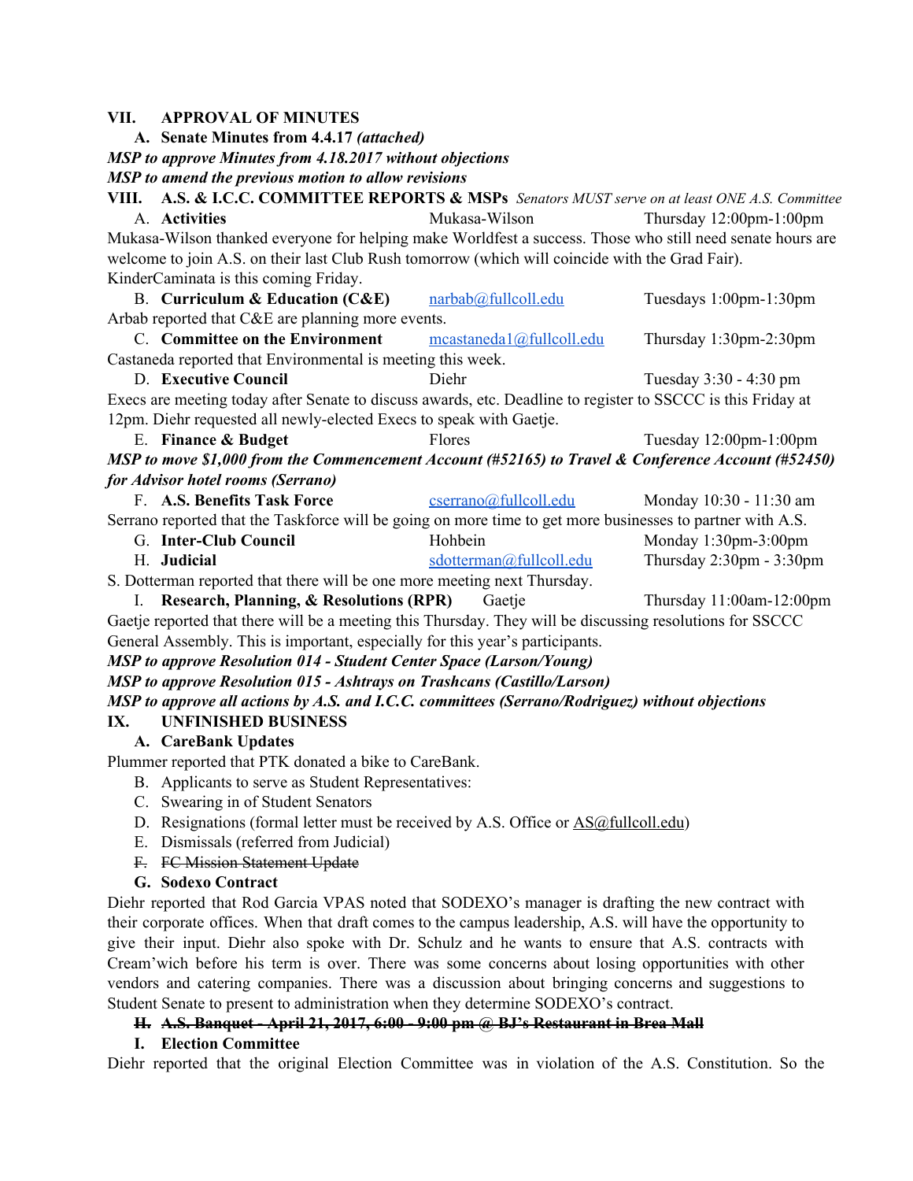**VII. APPROVAL OF MINUTES**

**A. Senate Minutes from 4.4.17 *(attached)***

***MSP to approve Minutes from 4.18.2017 without objections***

***MSP to amend the previous motion to allow revisions***

**VIII. A.S. & I.C.C. COMMITTEE REPORTS & MSPs** *Senators MUST serve on at least ONE A.S. Committee*

A. **Activities** — Mukasa-Wilson — Thursday 12:00pm-1:00pm

Mukasa-Wilson thanked everyone for helping make Worldfest a success. Those who still need senate hours are welcome to join A.S. on their last Club Rush tomorrow (which will coincide with the Grad Fair). KinderCaminata is this coming Friday.

B. **Curriculum & Education (C&E)** — narbab@fullcoll.edu — Tuesdays 1:00pm-1:30pm

Arbab reported that C&E are planning more events.

C. **Committee on the Environment** — mcastaneda1@fullcoll.edu — Thursday 1:30pm-2:30pm

Castaneda reported that Environmental is meeting this week.

D. **Executive Council** — Diehr — Tuesday 3:30 - 4:30 pm

Execs are meeting today after Senate to discuss awards, etc. Deadline to register to SSCCC is this Friday at 12pm. Diehr requested all newly-elected Execs to speak with Gaetje.

E. **Finance & Budget** — Flores — Tuesday 12:00pm-1:00pm

***MSP to move $1,000 from the Commencement Account (#52165) to Travel & Conference Account (#52450) for Advisor hotel rooms (Serrano)***

F. **A.S. Benefits Task Force** — cserrano@fullcoll.edu — Monday 10:30 - 11:30 am

Serrano reported that the Taskforce will be going on more time to get more businesses to partner with A.S.

G. **Inter-Club Council** — Hohbein — Monday 1:30pm-3:00pm

H. **Judicial** — sdotterman@fullcoll.edu — Thursday 2:30pm - 3:30pm

S. Dotterman reported that there will be one more meeting next Thursday.

I. **Research, Planning, & Resolutions (RPR)** — Gaetje — Thursday 11:00am-12:00pm

Gaetje reported that there will be a meeting this Thursday. They will be discussing resolutions for SSCCC General Assembly. This is important, especially for this year's participants.

***MSP to approve Resolution 014 - Student Center Space (Larson/Young)***

***MSP to approve Resolution 015 - Ashtrays on Trashcans (Castillo/Larson)***

***MSP to approve all actions by A.S. and I.C.C. committees (Serrano/Rodriguez) without objections***

**IX. UNFINISHED BUSINESS**

**A. CareBank Updates**

Plummer reported that PTK donated a bike to CareBank.

B. Applicants to serve as Student Representatives:

C. Swearing in of Student Senators

D. Resignations (formal letter must be received by A.S. Office or AS@fullcoll.edu)

E. Dismissals (referred from Judicial)

~~F. FC Mission Statement Update~~

**G. Sodexo Contract**

Diehr reported that Rod Garcia VPAS noted that SODEXO's manager is drafting the new contract with their corporate offices. When that draft comes to the campus leadership, A.S. will have the opportunity to give their input. Diehr also spoke with Dr. Schulz and he wants to ensure that A.S. contracts with Cream'wich before his term is over. There was some concerns about losing opportunities with other vendors and catering companies. There was a discussion about bringing concerns and suggestions to Student Senate to present to administration when they determine SODEXO's contract.

~~**H. A.S. Banquet - April 21, 2017, 6:00 - 9:00 pm @ BJ's Restaurant in Brea Mall**~~

**I. Election Committee**

Diehr reported that the original Election Committee was in violation of the A.S. Constitution. So the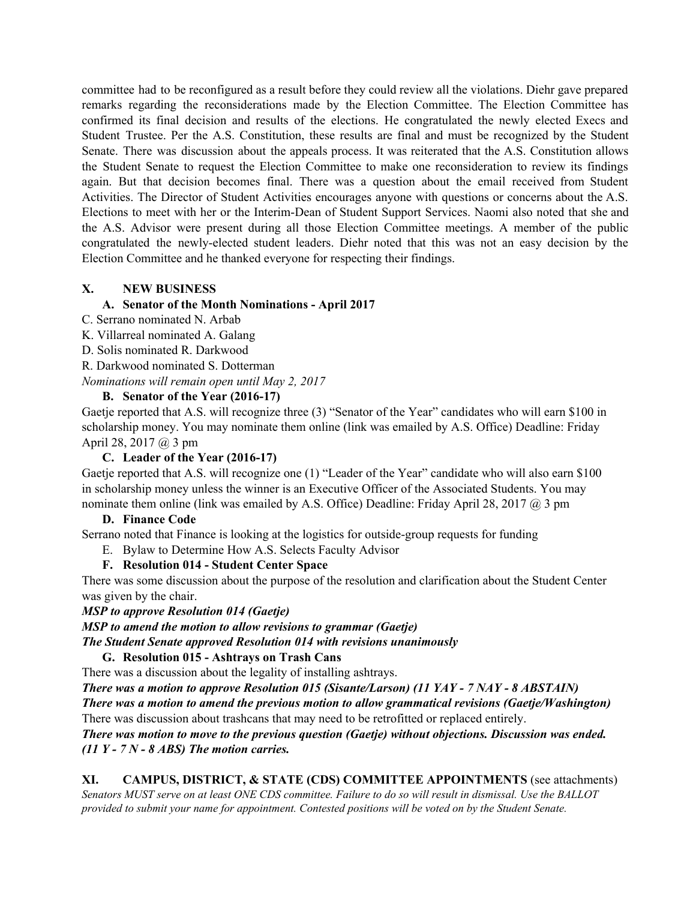committee had to be reconfigured as a result before they could review all the violations. Diehr gave prepared remarks regarding the reconsiderations made by the Election Committee. The Election Committee has confirmed its final decision and results of the elections. He congratulated the newly elected Execs and Student Trustee. Per the A.S. Constitution, these results are final and must be recognized by the Student Senate. There was discussion about the appeals process. It was reiterated that the A.S. Constitution allows the Student Senate to request the Election Committee to make one reconsideration to review its findings again. But that decision becomes final. There was a question about the email received from Student Activities. The Director of Student Activities encourages anyone with questions or concerns about the A.S. Elections to meet with her or the Interim-Dean of Student Support Services. Naomi also noted that she and the A.S. Advisor were present during all those Election Committee meetings. A member of the public congratulated the newly-elected student leaders. Diehr noted that this was not an easy decision by the Election Committee and he thanked everyone for respecting their findings.

## X. NEW BUSINESS

### A. Senator of the Month Nominations - April 2017

C. Serrano nominated N. Arbab

K. Villarreal nominated A. Galang

D. Solis nominated R. Darkwood

R. Darkwood nominated S. Dotterman

*Nominations will remain open until May 2, 2017*

### B. Senator of the Year (2016-17)

Gaetje reported that A.S. will recognize three (3) "Senator of the Year" candidates who will earn $100 in scholarship money. You may nominate them online (link was emailed by A.S. Office) Deadline: Friday April 28, 2017 @ 3 pm

### C. Leader of the Year (2016-17)

Gaetje reported that A.S. will recognize one (1) "Leader of the Year" candidate who will also earn $100 in scholarship money unless the winner is an Executive Officer of the Associated Students. You may nominate them online (link was emailed by A.S. Office) Deadline: Friday April 28, 2017 @ 3 pm

### D. Finance Code

Serrano noted that Finance is looking at the logistics for outside-group requests for funding

E. Bylaw to Determine How A.S. Selects Faculty Advisor

### F. Resolution 014 - Student Center Space

There was some discussion about the purpose of the resolution and clarification about the Student Center was given by the chair.

***MSP to approve Resolution 014 (Gaetje)***

***MSP to amend the motion to allow revisions to grammar (Gaetje)***

***The Student Senate approved Resolution 014 with revisions unanimously***

### G. Resolution 015 - Ashtrays on Trash Cans

There was a discussion about the legality of installing ashtrays.

***There was a motion to approve Resolution 015 (Sisante/Larson) (11 YAY - 7 NAY - 8 ABSTAIN)***

***There was a motion to amend the previous motion to allow grammatical revisions (Gaetje/Washington)***

There was discussion about trashcans that may need to be retrofitted or replaced entirely.

***There was motion to move to the previous question (Gaetje) without objections. Discussion was ended. (11 Y - 7 N - 8 ABS) The motion carries.***

## XI. CAMPUS, DISTRICT, & STATE (CDS) COMMITTEE APPOINTMENTS (see attachments)

*Senators MUST serve on at least ONE CDS committee. Failure to do so will result in dismissal. Use the BALLOT provided to submit your name for appointment. Contested positions will be voted on by the Student Senate.*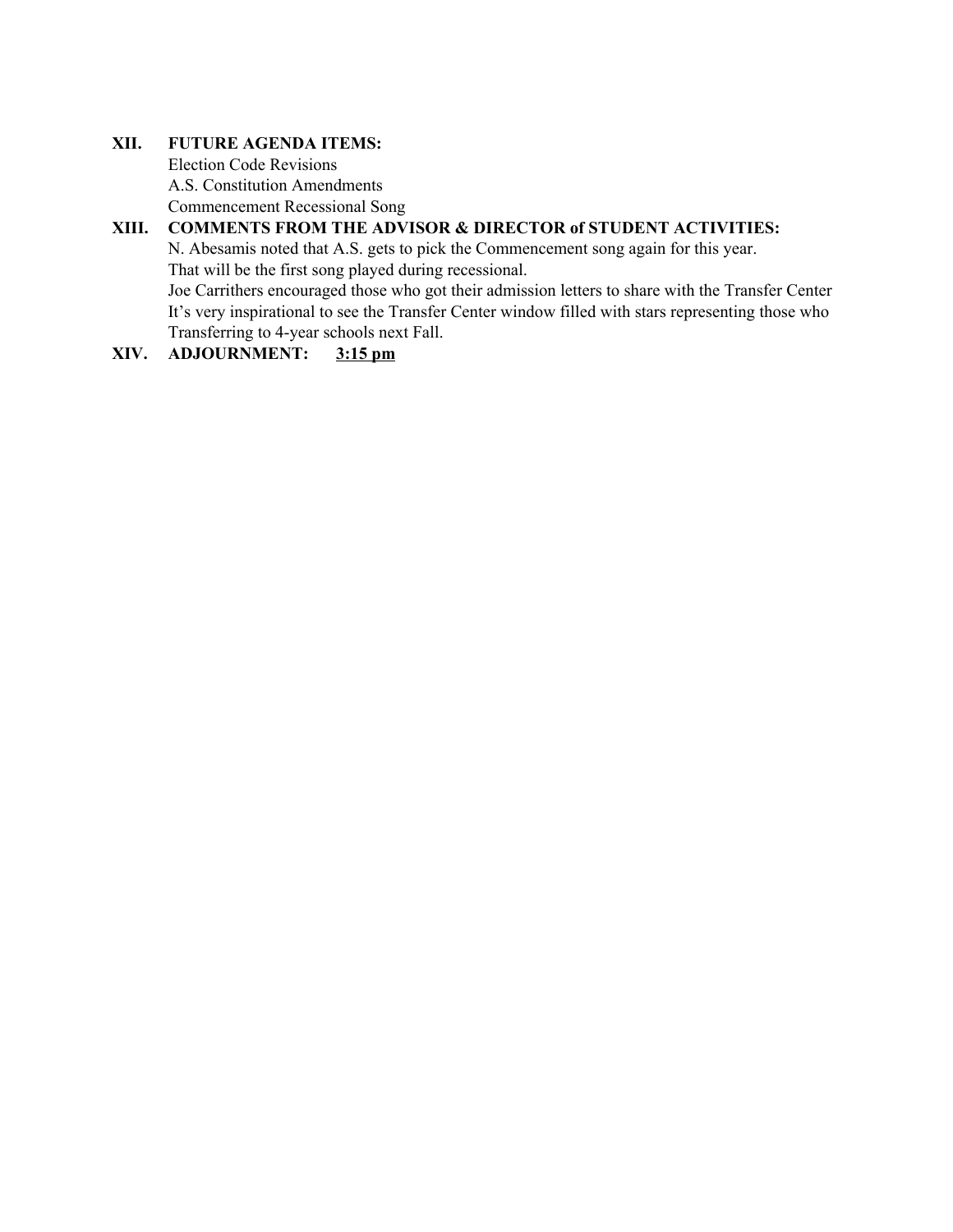**XII. FUTURE AGENDA ITEMS:**

Election Code Revisions
A.S. Constitution Amendments
Commencement Recessional Song

**XIII. COMMENTS FROM THE ADVISOR & DIRECTOR of STUDENT ACTIVITIES:**

N. Abesamis noted that A.S. gets to pick the Commencement song again for this year.
That will be the first song played during recessional.
Joe Carrithers encouraged those who got their admission letters to share with the Transfer Center
It's very inspirational to see the Transfer Center window filled with stars representing those who Transferring to 4-year schools next Fall.

**XIV. ADJOURNMENT: 3:15 pm**